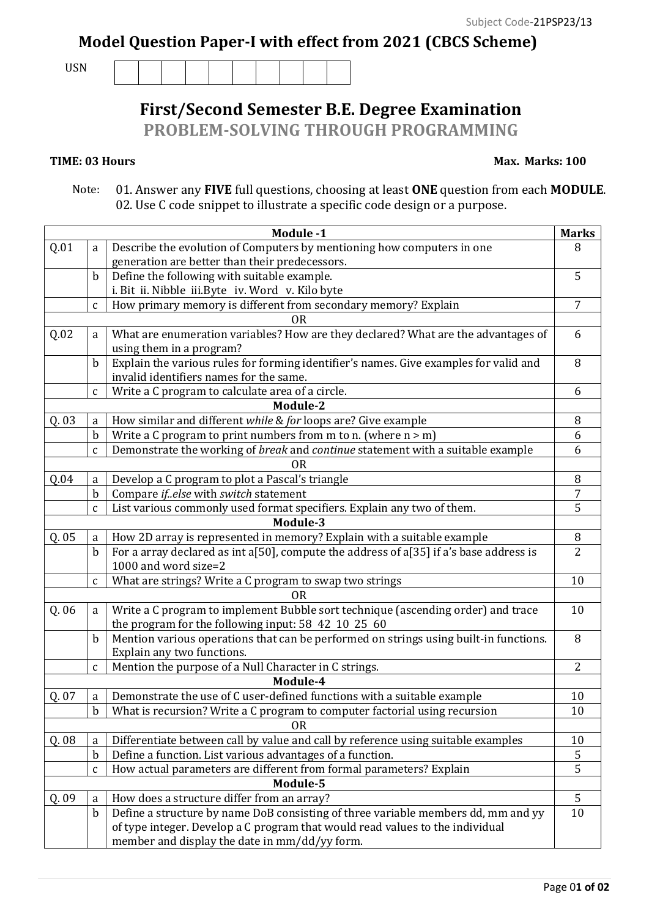Subject Code-21PSP23/13

# Model Question Paper-I with effect from 2021 (CBCS Scheme)

USN

## First/Second Semester B.E. Degree Examination

## PROBLEM-SOLVING THROUGH PROGRAMMING

**TIME: 03 Hours** **Max. Marks: 100**

Note: 01. Answer any **FIVE** full questions, choosing at least **ONE** question from each **MODULE**.
02. Use C code snippet to illustrate a specific code design or a purpose.

| | | **Module -1** | **Marks** |
|---|---|---|---|
| Q.01 | a | Describe the evolution of Computers by mentioning how computers in one generation are better than their predecessors. | 8 |
| | b | Define the following with suitable example. i. Bit ii. Nibble iii.Byte iv. Word v. Kilo byte | 5 |
| | c | How primary memory is different from secondary memory? Explain | 7 |
| | | OR | |
| Q.02 | a | What are enumeration variables? How are they declared? What are the advantages of using them in a program? | 6 |
| | b | Explain the various rules for forming identifier's names. Give examples for valid and invalid identifiers names for the same. | 8 |
| | c | Write a C program to calculate area of a circle. | 6 |
| | | **Module-2** | |
| Q. 03 | a | How similar and different *while* & *for* loops are? Give example | 8 |
| | b | Write a C program to print numbers from m to n. (where n > m) | 6 |
| | c | Demonstrate the working of *break* and *continue* statement with a suitable example | 6 |
| | | OR | |
| Q.04 | a | Develop a C program to plot a Pascal's triangle | 8 |
| | b | Compare *if..else* with *switch* statement | 7 |
| | c | List various commonly used format specifiers. Explain any two of them. | 5 |
| | | **Module-3** | |
| Q. 05 | a | How 2D array is represented in memory? Explain with a suitable example | 8 |
| | b | For a array declared as int a[50], compute the address of a[35] if a's base address is 1000 and word size=2 | 2 |
| | c | What are strings? Write a C program to swap two strings | 10 |
| | | OR | |
| Q. 06 | a | Write a C program to implement Bubble sort technique (ascending order) and trace the program for the following input: 58 42 10 25 60 | 10 |
| | b | Mention various operations that can be performed on strings using built-in functions. Explain any two functions. | 8 |
| | c | Mention the purpose of a Null Character in C strings. | 2 |
| | | **Module-4** | |
| Q. 07 | a | Demonstrate the use of C user-defined functions with a suitable example | 10 |
| | b | What is recursion? Write a C program to computer factorial using recursion | 10 |
| | | OR | |
| Q. 08 | a | Differentiate between call by value and call by reference using suitable examples | 10 |
| | b | Define a function. List various advantages of a function. | 5 |
| | c | How actual parameters are different from formal parameters? Explain | 5 |
| | | **Module-5** | |
| Q. 09 | a | How does a structure differ from an array? | 5 |
| | b | Define a structure by name DoB consisting of three variable members dd, mm and yy of type integer. Develop a C program that would read values to the individual member and display the date in mm/dd/yy form. | 10 |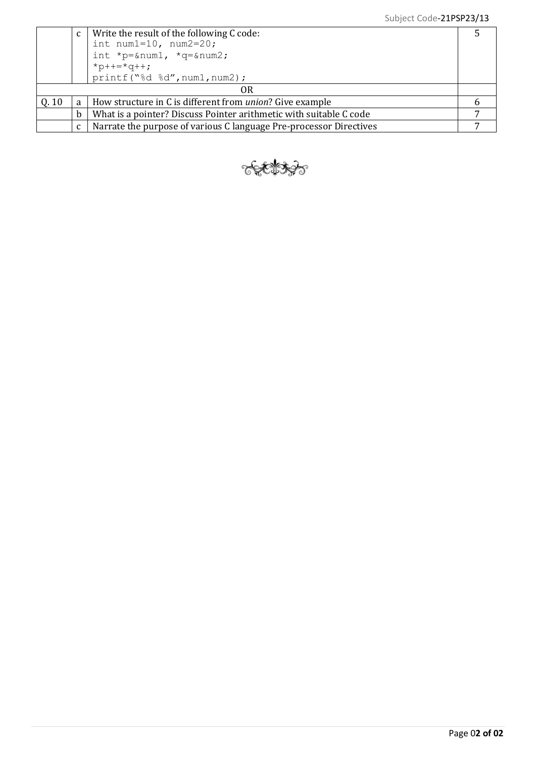| | | | |
|---|---|---|---|
| | c | Write the result of the following C code:<br>`int num1=10, num2=20;`<br>`int *p=&num1, *q=&num2;`<br>`*p++=*q++;`<br>`printf("%d %d",num1,num2);` | 5 |
| OR | | | |
| Q. 10 | a | How structure in C is different from *union*? Give example | 6 |
| | b | What is a pointer? Discuss Pointer arithmetic with suitable C code | 7 |
| | c | Narrate the purpose of various C language Pre-processor Directives | 7 |